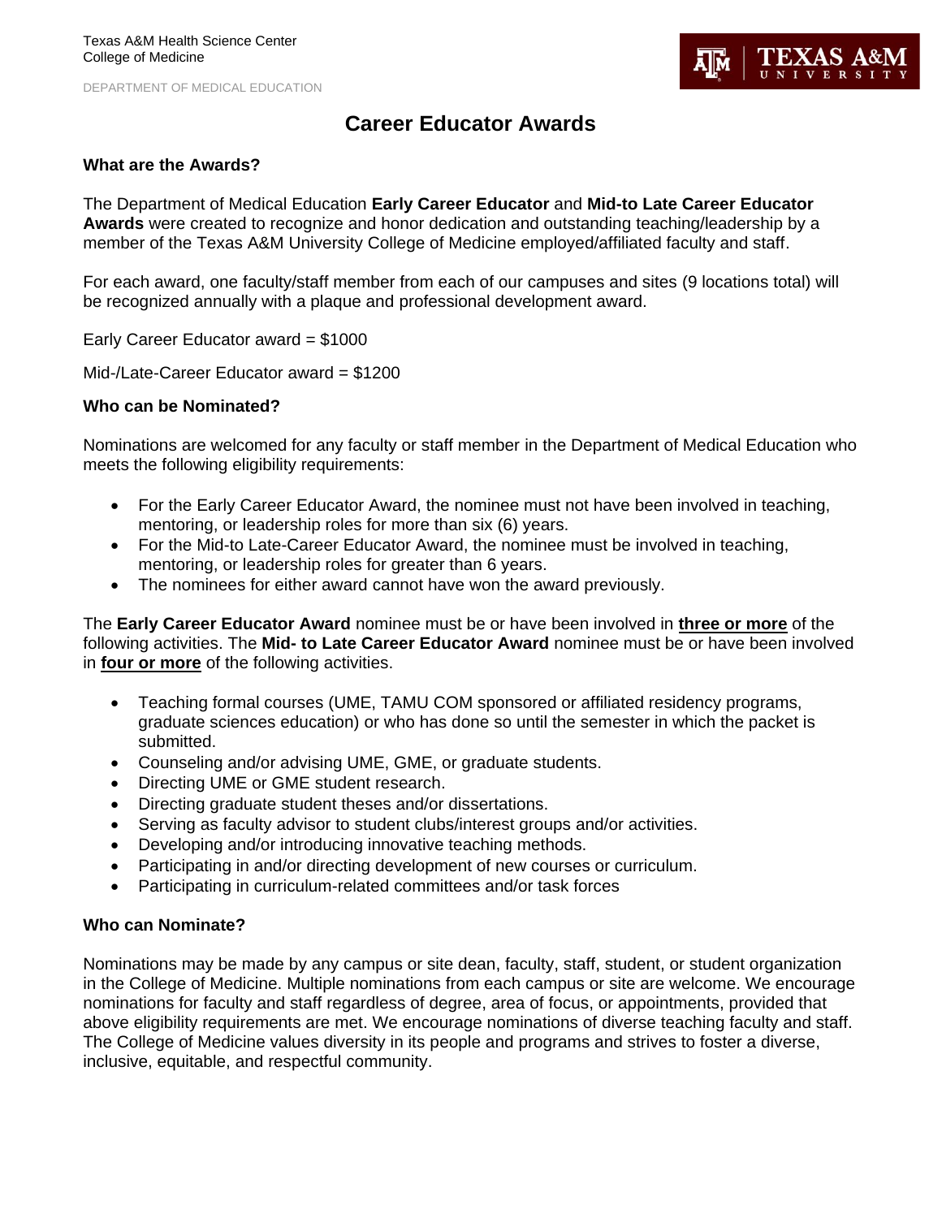Texas A&M Health Science Center
College of Medicine

DEPARTMENT OF MEDICAL EDUCATION

# Career Educator Awards

## What are the Awards?

The Department of Medical Education **Early Career Educator** and **Mid-to Late Career Educator Awards** were created to recognize and honor dedication and outstanding teaching/leadership by a member of the Texas A&M University College of Medicine employed/affiliated faculty and staff.

For each award, one faculty/staff member from each of our campuses and sites (9 locations total) will be recognized annually with a plaque and professional development award.

Early Career Educator award = $1000

Mid-/Late-Career Educator award = $1200

## Who can be Nominated?

Nominations are welcomed for any faculty or staff member in the Department of Medical Education who meets the following eligibility requirements:

- For the Early Career Educator Award, the nominee must not have been involved in teaching, mentoring, or leadership roles for more than six (6) years.
- For the Mid-to Late-Career Educator Award, the nominee must be involved in teaching, mentoring, or leadership roles for greater than 6 years.
- The nominees for either award cannot have won the award previously.

The **Early Career Educator Award** nominee must be or have been involved in **<u>three or more</u>** of the following activities. The **Mid- to Late Career Educator Award** nominee must be or have been involved in **<u>four or more</u>** of the following activities.

- Teaching formal courses (UME, TAMU COM sponsored or affiliated residency programs, graduate sciences education) or who has done so until the semester in which the packet is submitted.
- Counseling and/or advising UME, GME, or graduate students.
- Directing UME or GME student research.
- Directing graduate student theses and/or dissertations.
- Serving as faculty advisor to student clubs/interest groups and/or activities.
- Developing and/or introducing innovative teaching methods.
- Participating in and/or directing development of new courses or curriculum.
- Participating in curriculum-related committees and/or task forces

## Who can Nominate?

Nominations may be made by any campus or site dean, faculty, staff, student, or student organization in the College of Medicine. Multiple nominations from each campus or site are welcome. We encourage nominations for faculty and staff regardless of degree, area of focus, or appointments, provided that above eligibility requirements are met. We encourage nominations of diverse teaching faculty and staff. The College of Medicine values diversity in its people and programs and strives to foster a diverse, inclusive, equitable, and respectful community.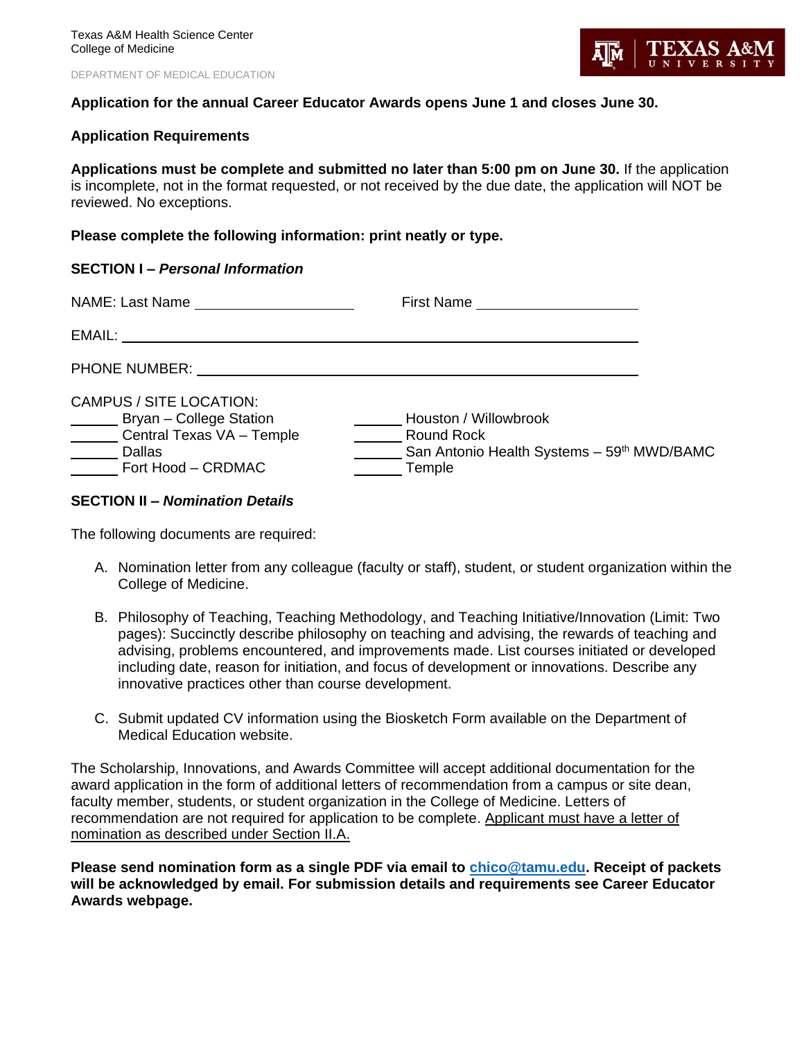Texas A&M Health Science Center
College of Medicine

DEPARTMENT OF MEDICAL EDUCATION

**Application for the annual Career Educator Awards opens June 1 and closes June 30.**

**Application Requirements**

**Applications must be complete and submitted no later than 5:00 pm on June 30.** If the application is incomplete, not in the format requested, or not received by the due date, the application will NOT be reviewed. No exceptions.

**Please complete the following information: print neatly or type.**

**SECTION I – *Personal Information***

NAME: Last Name ____________________ First Name ____________________

EMAIL: ____________________________________________________________

PHONE NUMBER: ____________________________________________________

CAMPUS / SITE LOCATION:

______ Bryan – College Station
______ Central Texas VA – Temple
______ Dallas
______ Fort Hood – CRDMAC
______ Houston / Willowbrook
______ Round Rock
______ San Antonio Health Systems – 59th MWD/BAMC
______ Temple

**SECTION II – *Nomination Details***

The following documents are required:

A. Nomination letter from any colleague (faculty or staff), student, or student organization within the College of Medicine.

B. Philosophy of Teaching, Teaching Methodology, and Teaching Initiative/Innovation (Limit: Two pages): Succinctly describe philosophy on teaching and advising, the rewards of teaching and advising, problems encountered, and improvements made. List courses initiated or developed including date, reason for initiation, and focus of development or innovations. Describe any innovative practices other than course development.

C. Submit updated CV information using the Biosketch Form available on the Department of Medical Education website.

The Scholarship, Innovations, and Awards Committee will accept additional documentation for the award application in the form of additional letters of recommendation from a campus or site dean, faculty member, students, or student organization in the College of Medicine. Letters of recommendation are not required for application to be complete. Applicant must have a letter of nomination as described under Section II.A.

**Please send nomination form as a single PDF via email to chico@tamu.edu. Receipt of packets will be acknowledged by email. For submission details and requirements see Career Educator Awards webpage.**